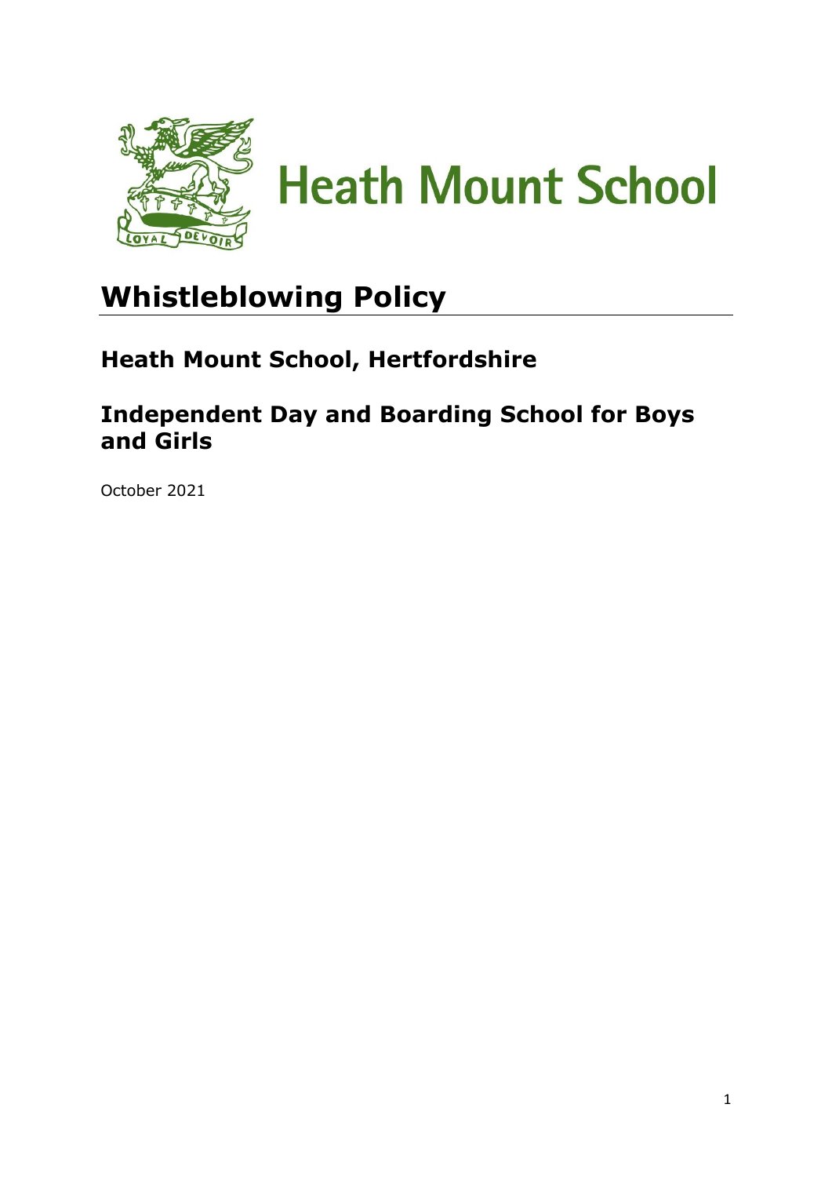Heath Mount School

# Whistleblowing Policy

## Heath Mount School, Hertfordshire

## Independent Day and Boarding School for Boys and Girls

October 2021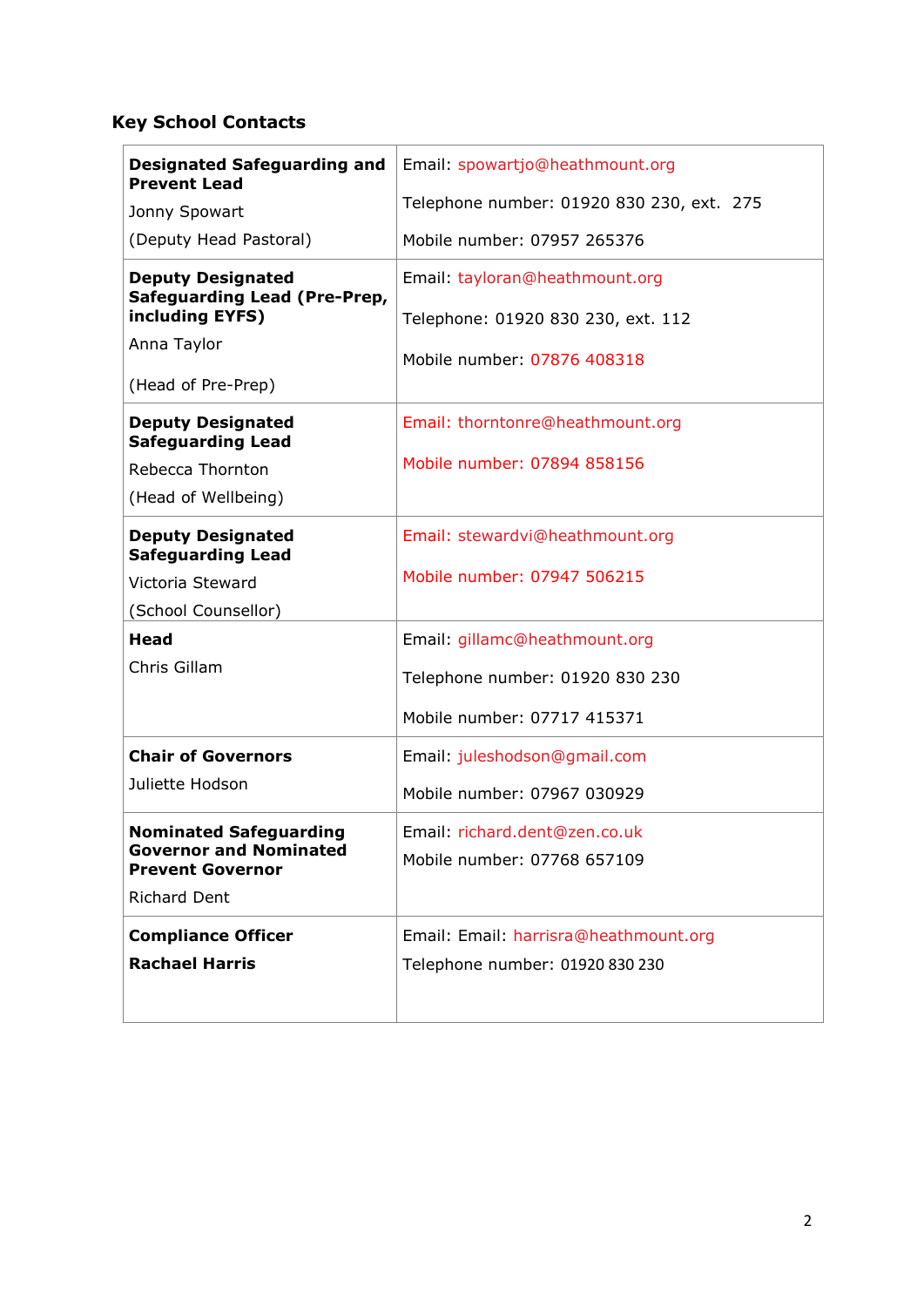## Key School Contacts

| | |
|---|---|
| **Designated Safeguarding and Prevent Lead**<br>Jonny Spowart<br>(Deputy Head Pastoral) | Email: spowartjo@heathmount.org<br>Telephone number: 01920 830 230, ext. 275<br>Mobile number: 07957 265376 |
| **Deputy Designated Safeguarding Lead (Pre-Prep, including EYFS)**<br>Anna Taylor<br>(Head of Pre-Prep) | Email: tayloran@heathmount.org<br>Telephone: 01920 830 230, ext. 112<br>Mobile number: 07876 408318 |
| **Deputy Designated Safeguarding Lead**<br>Rebecca Thornton<br>(Head of Wellbeing) | Email: thorntonre@heathmount.org<br>Mobile number: 07894 858156 |
| **Deputy Designated Safeguarding Lead**<br>Victoria Steward<br>(School Counsellor) | Email: stewardvi@heathmount.org<br>Mobile number: 07947 506215 |
| **Head**<br>Chris Gillam | Email: gillamc@heathmount.org<br>Telephone number: 01920 830 230<br>Mobile number: 07717 415371 |
| **Chair of Governors**<br>Juliette Hodson | Email: juleshodson@gmail.com<br>Mobile number: 07967 030929 |
| **Nominated Safeguarding Governor and Nominated Prevent Governor**<br>Richard Dent | Email: richard.dent@zen.co.uk<br>Mobile number: 07768 657109 |
| **Compliance Officer**<br>**Rachael Harris** | Email: Email: harrisra@heathmount.org<br>Telephone number: 01920 830 230 |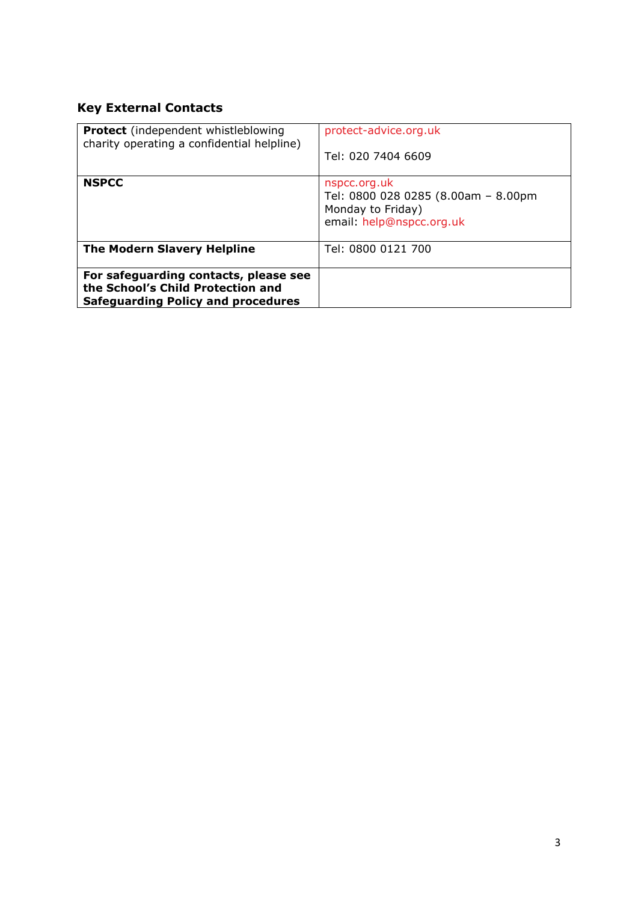### Key External Contacts

| | |
|---|---|
| **Protect** (independent whistleblowing charity operating a confidential helpline) | protect-advice.org.uk<br><br>Tel: 020 7404 6609 |
| **NSPCC** | nspcc.org.uk<br>Tel: 0800 028 0285 (8.00am – 8.00pm Monday to Friday)<br>email: help@nspcc.org.uk |
| **The Modern Slavery Helpline** | Tel: 0800 0121 700 |
| **For safeguarding contacts, please see the School's Child Protection and Safeguarding Policy and procedures** | |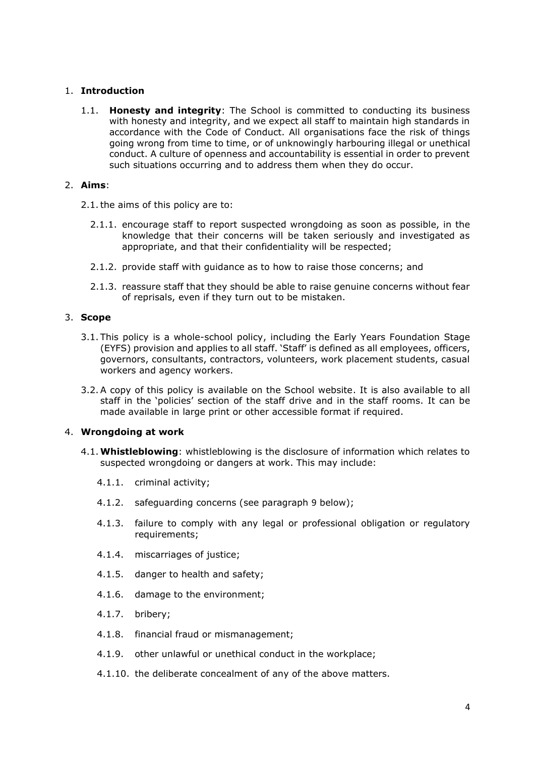1. **Introduction**

   1.1. **Honesty and integrity**: The School is committed to conducting its business with honesty and integrity, and we expect all staff to maintain high standards in accordance with the Code of Conduct. All organisations face the risk of things going wrong from time to time, or of unknowingly harbouring illegal or unethical conduct. A culture of openness and accountability is essential in order to prevent such situations occurring and to address them when they do occur.

2. **Aims**:

   2.1. the aims of this policy are to:

      2.1.1. encourage staff to report suspected wrongdoing as soon as possible, in the knowledge that their concerns will be taken seriously and investigated as appropriate, and that their confidentiality will be respected;

      2.1.2. provide staff with guidance as to how to raise those concerns; and

      2.1.3. reassure staff that they should be able to raise genuine concerns without fear of reprisals, even if they turn out to be mistaken.

3. **Scope**

   3.1. This policy is a whole-school policy, including the Early Years Foundation Stage (EYFS) provision and applies to all staff. 'Staff' is defined as all employees, officers, governors, consultants, contractors, volunteers, work placement students, casual workers and agency workers.

   3.2. A copy of this policy is available on the School website. It is also available to all staff in the 'policies' section of the staff drive and in the staff rooms. It can be made available in large print or other accessible format if required.

4. **Wrongdoing at work**

   4.1. **Whistleblowing**: whistleblowing is the disclosure of information which relates to suspected wrongdoing or dangers at work. This may include:

      4.1.1. criminal activity;

      4.1.2. safeguarding concerns (see paragraph 9 below);

      4.1.3. failure to comply with any legal or professional obligation or regulatory requirements;

      4.1.4. miscarriages of justice;

      4.1.5. danger to health and safety;

      4.1.6. damage to the environment;

      4.1.7. bribery;

      4.1.8. financial fraud or mismanagement;

      4.1.9. other unlawful or unethical conduct in the workplace;

      4.1.10. the deliberate concealment of any of the above matters.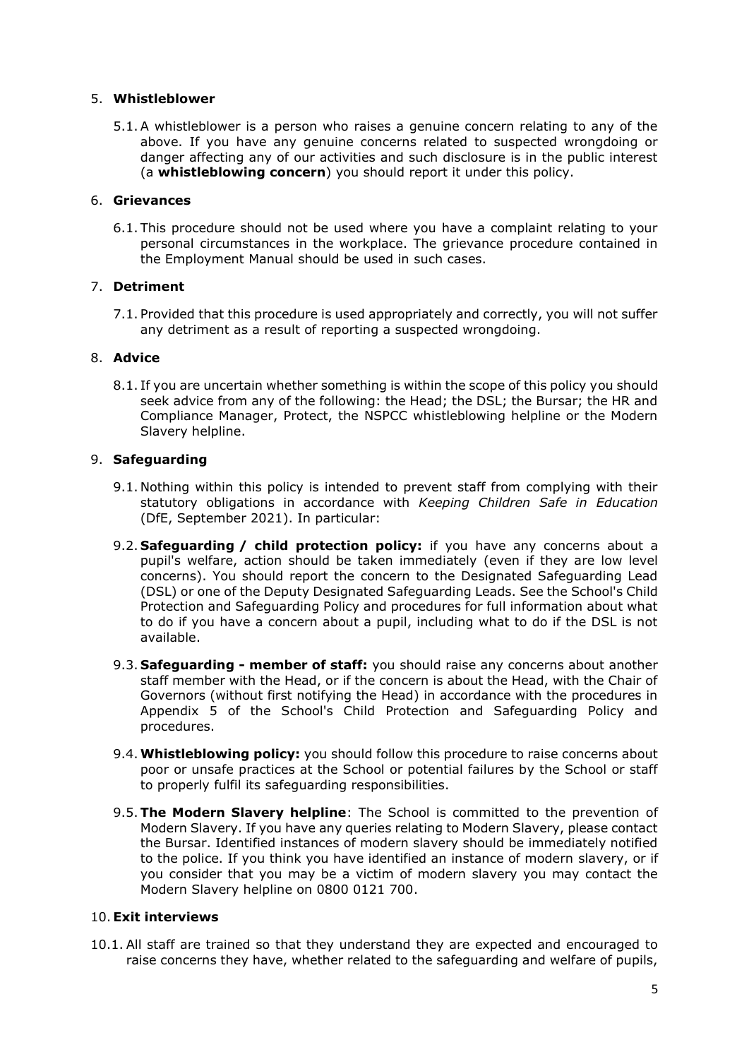## 5. Whistleblower

5.1. A whistleblower is a person who raises a genuine concern relating to any of the above. If you have any genuine concerns related to suspected wrongdoing or danger affecting any of our activities and such disclosure is in the public interest (a **whistleblowing concern**) you should report it under this policy.

## 6. Grievances

6.1. This procedure should not be used where you have a complaint relating to your personal circumstances in the workplace. The grievance procedure contained in the Employment Manual should be used in such cases.

## 7. Detriment

7.1. Provided that this procedure is used appropriately and correctly, you will not suffer any detriment as a result of reporting a suspected wrongdoing.

## 8. Advice

8.1. If you are uncertain whether something is within the scope of this policy you should seek advice from any of the following: the Head; the DSL; the Bursar; the HR and Compliance Manager, Protect, the NSPCC whistleblowing helpline or the Modern Slavery helpline.

## 9. Safeguarding

9.1. Nothing within this policy is intended to prevent staff from complying with their statutory obligations in accordance with *Keeping Children Safe in Education* (DfE, September 2021). In particular:

9.2. **Safeguarding / child protection policy:** if you have any concerns about a pupil's welfare, action should be taken immediately (even if they are low level concerns). You should report the concern to the Designated Safeguarding Lead (DSL) or one of the Deputy Designated Safeguarding Leads. See the School's Child Protection and Safeguarding Policy and procedures for full information about what to do if you have a concern about a pupil, including what to do if the DSL is not available.

9.3. **Safeguarding - member of staff:** you should raise any concerns about another staff member with the Head, or if the concern is about the Head, with the Chair of Governors (without first notifying the Head) in accordance with the procedures in Appendix 5 of the School's Child Protection and Safeguarding Policy and procedures.

9.4. **Whistleblowing policy:** you should follow this procedure to raise concerns about poor or unsafe practices at the School or potential failures by the School or staff to properly fulfil its safeguarding responsibilities.

9.5. **The Modern Slavery helpline**: The School is committed to the prevention of Modern Slavery. If you have any queries relating to Modern Slavery, please contact the Bursar. Identified instances of modern slavery should be immediately notified to the police. If you think you have identified an instance of modern slavery, or if you consider that you may be a victim of modern slavery you may contact the Modern Slavery helpline on 0800 0121 700.

## 10. Exit interviews

10.1. All staff are trained so that they understand they are expected and encouraged to raise concerns they have, whether related to the safeguarding and welfare of pupils,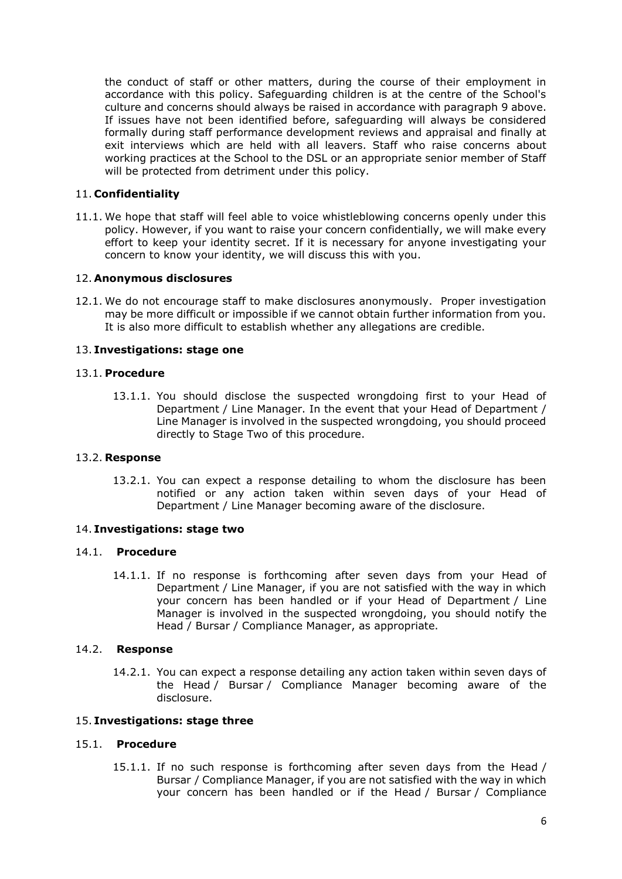the conduct of staff or other matters, during the course of their employment in accordance with this policy. Safeguarding children is at the centre of the School's culture and concerns should always be raised in accordance with paragraph 9 above. If issues have not been identified before, safeguarding will always be considered formally during staff performance development reviews and appraisal and finally at exit interviews which are held with all leavers. Staff who raise concerns about working practices at the School to the DSL or an appropriate senior member of Staff will be protected from detriment under this policy.

## 11. Confidentiality

11.1. We hope that staff will feel able to voice whistleblowing concerns openly under this policy. However, if you want to raise your concern confidentially, we will make every effort to keep your identity secret. If it is necessary for anyone investigating your concern to know your identity, we will discuss this with you.

## 12. Anonymous disclosures

12.1. We do not encourage staff to make disclosures anonymously. Proper investigation may be more difficult or impossible if we cannot obtain further information from you. It is also more difficult to establish whether any allegations are credible.

## 13. Investigations: stage one

### 13.1. Procedure

13.1.1. You should disclose the suspected wrongdoing first to your Head of Department / Line Manager. In the event that your Head of Department / Line Manager is involved in the suspected wrongdoing, you should proceed directly to Stage Two of this procedure.

### 13.2. Response

13.2.1. You can expect a response detailing to whom the disclosure has been notified or any action taken within seven days of your Head of Department / Line Manager becoming aware of the disclosure.

## 14. Investigations: stage two

### 14.1. Procedure

14.1.1. If no response is forthcoming after seven days from your Head of Department / Line Manager, if you are not satisfied with the way in which your concern has been handled or if your Head of Department / Line Manager is involved in the suspected wrongdoing, you should notify the Head / Bursar / Compliance Manager, as appropriate.

### 14.2. Response

14.2.1. You can expect a response detailing any action taken within seven days of the Head / Bursar / Compliance Manager becoming aware of the disclosure.

## 15. Investigations: stage three

### 15.1. Procedure

15.1.1. If no such response is forthcoming after seven days from the Head / Bursar / Compliance Manager, if you are not satisfied with the way in which your concern has been handled or if the Head / Bursar / Compliance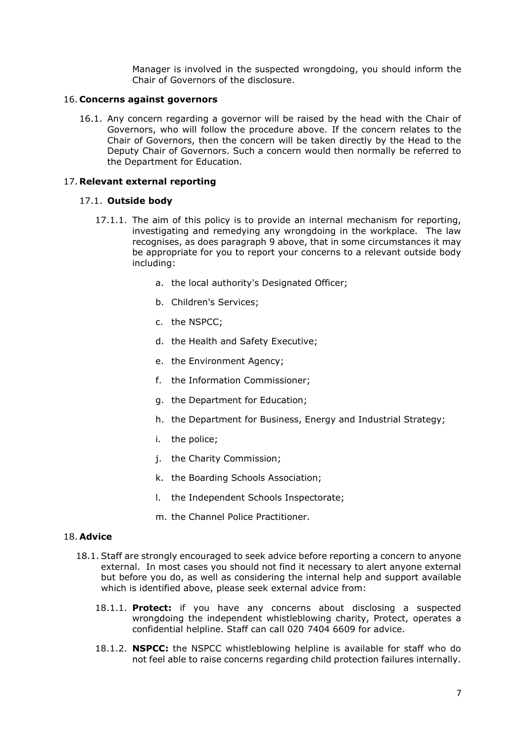Manager is involved in the suspected wrongdoing, you should inform the Chair of Governors of the disclosure.

## 16. Concerns against governors

16.1. Any concern regarding a governor will be raised by the head with the Chair of Governors, who will follow the procedure above. If the concern relates to the Chair of Governors, then the concern will be taken directly by the Head to the Deputy Chair of Governors. Such a concern would then normally be referred to the Department for Education.

## 17. Relevant external reporting

### 17.1. Outside body

17.1.1. The aim of this policy is to provide an internal mechanism for reporting, investigating and remedying any wrongdoing in the workplace. The law recognises, as does paragraph 9 above, that in some circumstances it may be appropriate for you to report your concerns to a relevant outside body including:

a. the local authority's Designated Officer;

b. Children's Services;

c. the NSPCC;

d. the Health and Safety Executive;

e. the Environment Agency;

f. the Information Commissioner;

g. the Department for Education;

h. the Department for Business, Energy and Industrial Strategy;

i. the police;

j. the Charity Commission;

k. the Boarding Schools Association;

l. the Independent Schools Inspectorate;

m. the Channel Police Practitioner.

## 18. Advice

18.1. Staff are strongly encouraged to seek advice before reporting a concern to anyone external. In most cases you should not find it necessary to alert anyone external but before you do, as well as considering the internal help and support available which is identified above, please seek external advice from:

18.1.1. **Protect:** if you have any concerns about disclosing a suspected wrongdoing the independent whistleblowing charity, Protect, operates a confidential helpline. Staff can call 020 7404 6609 for advice.

18.1.2. **NSPCC:** the NSPCC whistleblowing helpline is available for staff who do not feel able to raise concerns regarding child protection failures internally.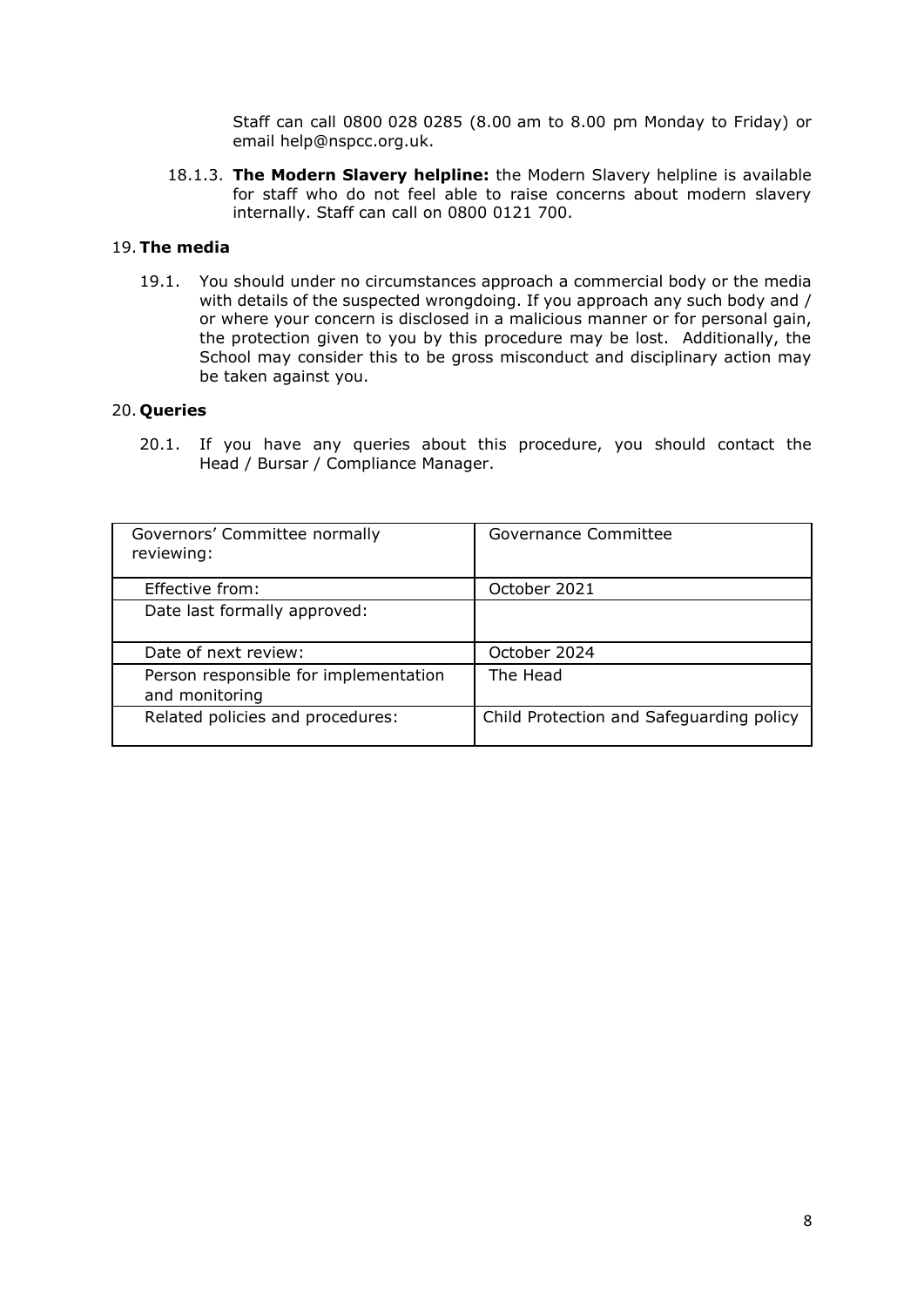Staff can call 0800 028 0285 (8.00 am to 8.00 pm Monday to Friday) or email help@nspcc.org.uk.

18.1.3. **The Modern Slavery helpline:** the Modern Slavery helpline is available for staff who do not feel able to raise concerns about modern slavery internally. Staff can call on 0800 0121 700.

## 19. The media

19.1. You should under no circumstances approach a commercial body or the media with details of the suspected wrongdoing. If you approach any such body and / or where your concern is disclosed in a malicious manner or for personal gain, the protection given to you by this procedure may be lost. Additionally, the School may consider this to be gross misconduct and disciplinary action may be taken against you.

## 20. Queries

20.1. If you have any queries about this procedure, you should contact the Head / Bursar / Compliance Manager.

| | |
|---|---|
| Governors' Committee normally reviewing: | Governance Committee |
| Effective from: | October 2021 |
| Date last formally approved: | |
| Date of next review: | October 2024 |
| Person responsible for implementation and monitoring | The Head |
| Related policies and procedures: | Child Protection and Safeguarding policy |